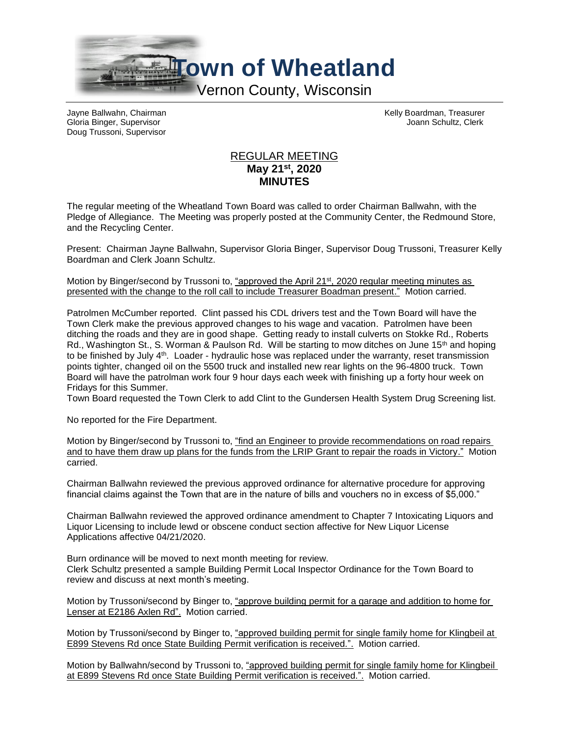# Town of Wheatland

Vernon County, Wisconsin

Jayne Ballwahn, Chairman
Gloria Binger, Supervisor
Doug Trussoni, Supervisor

Kelly Boardman, Treasurer
Joann Schultz, Clerk

## REGULAR MEETING
## May 21st, 2020
## MINUTES

The regular meeting of the Wheatland Town Board was called to order Chairman Ballwahn, with the Pledge of Allegiance. The Meeting was properly posted at the Community Center, the Redmound Store, and the Recycling Center.

Present: Chairman Jayne Ballwahn, Supervisor Gloria Binger, Supervisor Doug Trussoni, Treasurer Kelly Boardman and Clerk Joann Schultz.

Motion by Binger/second by Trussoni to, "approved the April 21st, 2020 regular meeting minutes as presented with the change to the roll call to include Treasurer Boadman present." Motion carried.

Patrolmen McCumber reported. Clint passed his CDL drivers test and the Town Board will have the Town Clerk make the previous approved changes to his wage and vacation. Patrolmen have been ditching the roads and they are in good shape. Getting ready to install culverts on Stokke Rd., Roberts Rd., Washington St., S. Worman & Paulson Rd. Will be starting to mow ditches on June 15th and hoping to be finished by July 4th. Loader - hydraulic hose was replaced under the warranty, reset transmission points tighter, changed oil on the 5500 truck and installed new rear lights on the 96-4800 truck. Town Board will have the patrolman work four 9 hour days each week with finishing up a forty hour week on Fridays for this Summer.
Town Board requested the Town Clerk to add Clint to the Gundersen Health System Drug Screening list.

No reported for the Fire Department.

Motion by Binger/second by Trussoni to, "find an Engineer to provide recommendations on road repairs and to have them draw up plans for the funds from the LRIP Grant to repair the roads in Victory." Motion carried.

Chairman Ballwahn reviewed the previous approved ordinance for alternative procedure for approving financial claims against the Town that are in the nature of bills and vouchers no in excess of $5,000."

Chairman Ballwahn reviewed the approved ordinance amendment to Chapter 7 Intoxicating Liquors and Liquor Licensing to include lewd or obscene conduct section affective for New Liquor License Applications affective 04/21/2020.

Burn ordinance will be moved to next month meeting for review.
Clerk Schultz presented a sample Building Permit Local Inspector Ordinance for the Town Board to review and discuss at next month's meeting.

Motion by Trussoni/second by Binger to, "approve building permit for a garage and addition to home for Lenser at E2186 Axlen Rd". Motion carried.

Motion by Trussoni/second by Binger to, "approved building permit for single family home for Klingbeil at E899 Stevens Rd once State Building Permit verification is received.". Motion carried.

Motion by Ballwahn/second by Trussoni to, "approved building permit for single family home for Klingbeil at E899 Stevens Rd once State Building Permit verification is received.". Motion carried.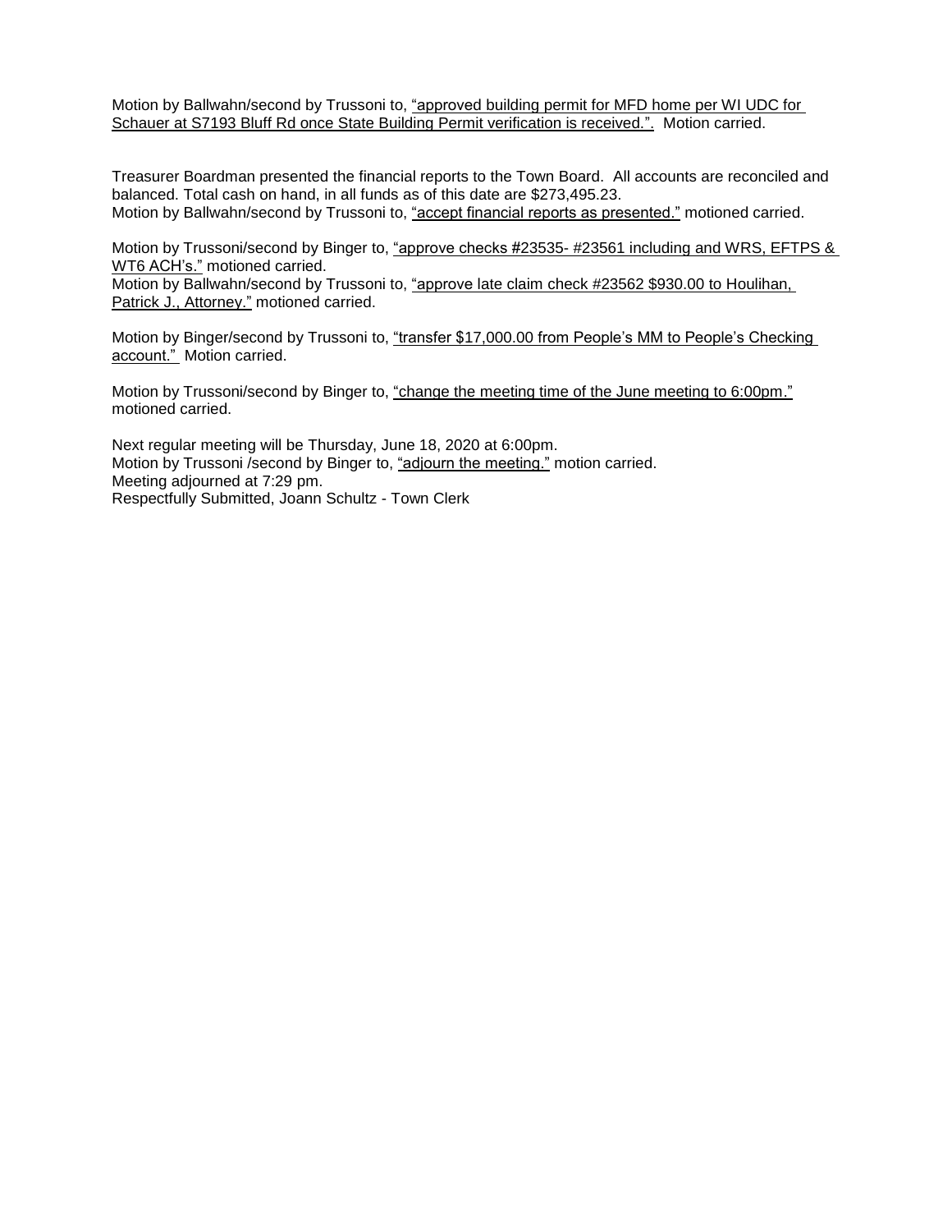Motion by Ballwahn/second by Trussoni to, "approved building permit for MFD home per WI UDC for Schauer at S7193 Bluff Rd once State Building Permit verification is received.". Motion carried.

Treasurer Boardman presented the financial reports to the Town Board. All accounts are reconciled and balanced. Total cash on hand, in all funds as of this date are $273,495.23.
Motion by Ballwahn/second by Trussoni to, "accept financial reports as presented." motioned carried.

Motion by Trussoni/second by Binger to, "approve checks #23535- #23561 including and WRS, EFTPS & WT6 ACH's." motioned carried.
Motion by Ballwahn/second by Trussoni to, "approve late claim check #23562 $930.00 to Houlihan, Patrick J., Attorney." motioned carried.

Motion by Binger/second by Trussoni to, "transfer $17,000.00 from People's MM to People's Checking account." Motion carried.

Motion by Trussoni/second by Binger to, "change the meeting time of the June meeting to 6:00pm." motioned carried.

Next regular meeting will be Thursday, June 18, 2020 at 6:00pm.
Motion by Trussoni /second by Binger to, "adjourn the meeting." motion carried.
Meeting adjourned at 7:29 pm.
Respectfully Submitted, Joann Schultz - Town Clerk